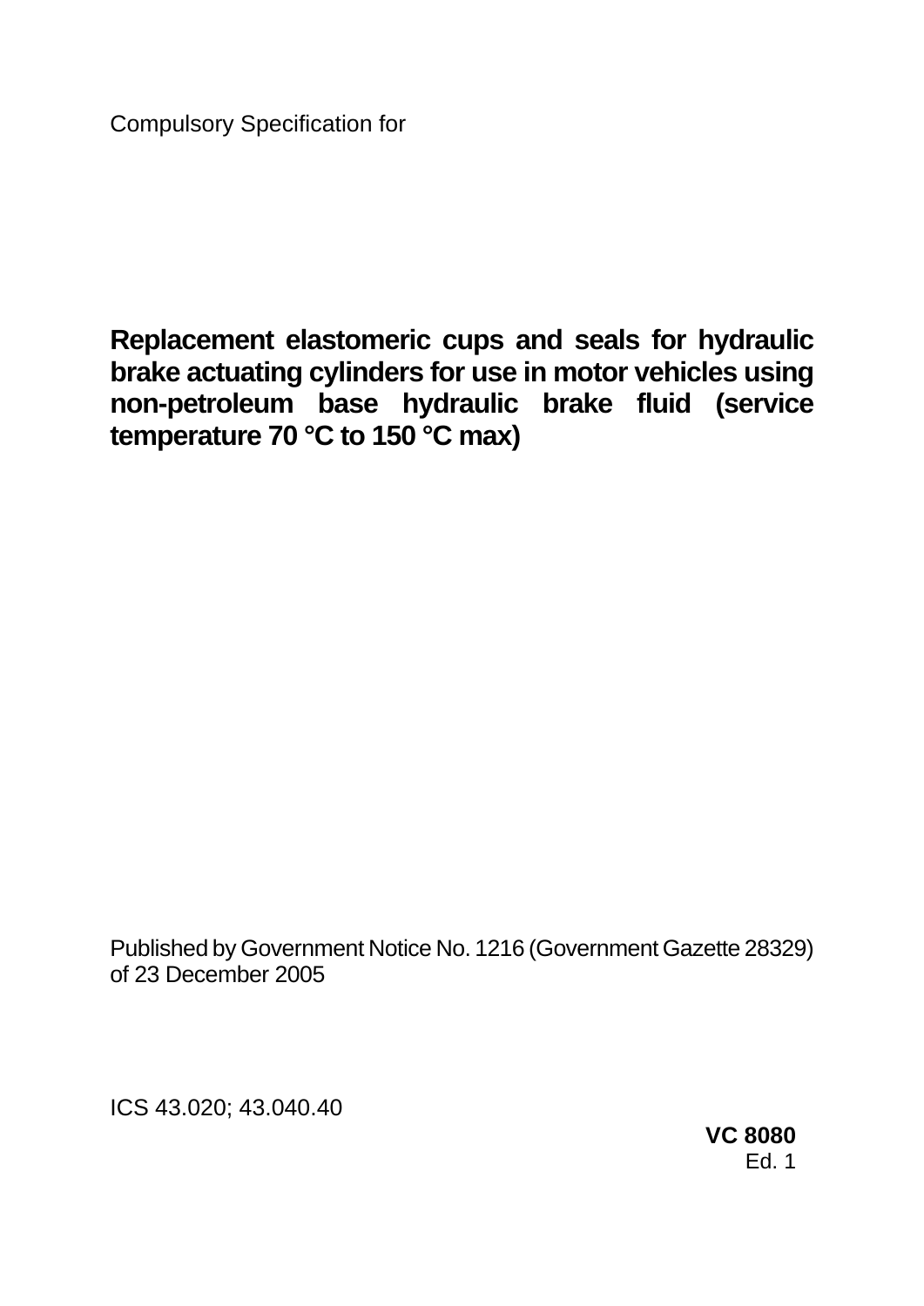Compulsory Specification for

# Replacement elastomeric cups and seals for hydraulic brake actuating cylinders for use in motor vehicles using non-petroleum base hydraulic brake fluid (service temperature 70 °C to 150 °C max)

Published by Government Notice No. 1216 (Government Gazette 28329) of 23 December 2005

ICS 43.020; 43.040.40

**VC 8080**
Ed. 1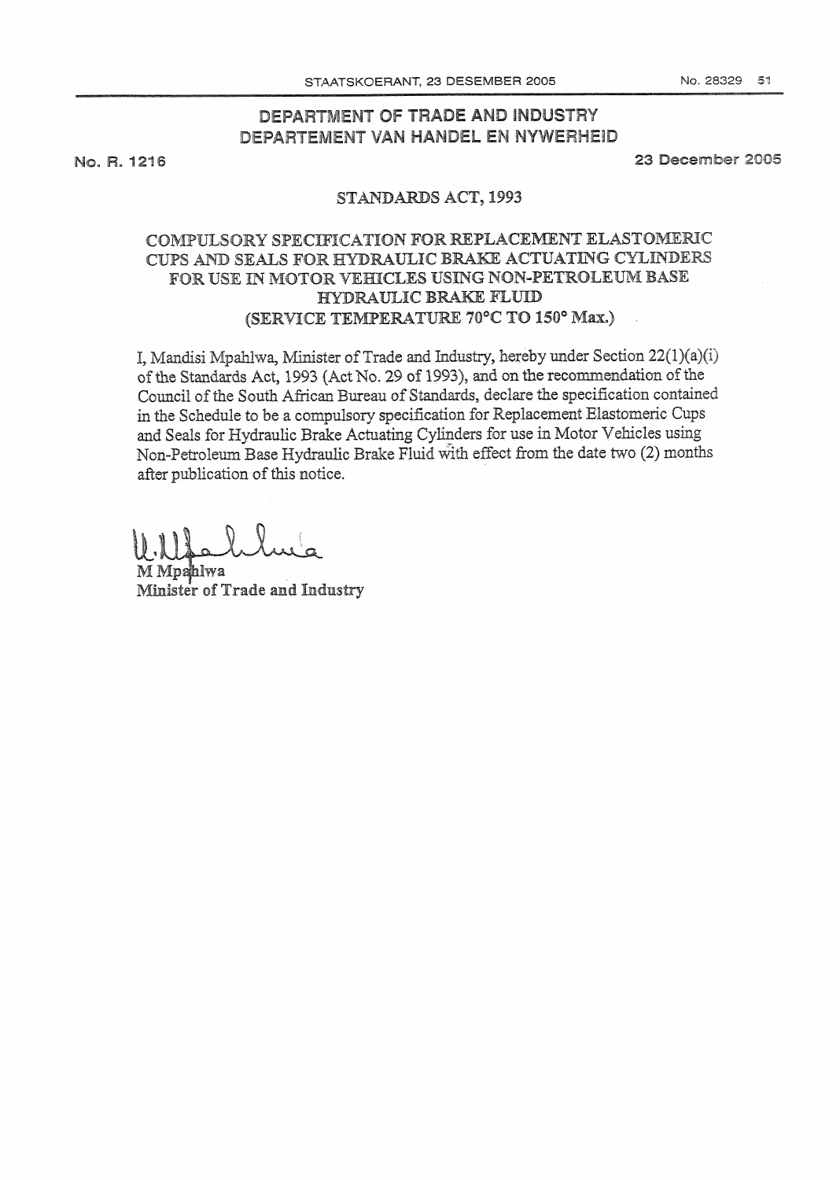# DEPARTMENT OF TRADE AND INDUSTRY
# DEPARTEMENT VAN HANDEL EN NYWERHEID

No. R. 1216 23 December 2005

## STANDARDS ACT, 1993

## COMPULSORY SPECIFICATION FOR REPLACEMENT ELASTOMERIC CUPS AND SEALS FOR HYDRAULIC BRAKE ACTUATING CYLINDERS FOR USE IN MOTOR VEHICLES USING NON-PETROLEUM BASE HYDRAULIC BRAKE FLUID (SERVICE TEMPERATURE 70°C TO 150° Max.)

I, Mandisi Mpahlwa, Minister of Trade and Industry, hereby under Section 22(1)(a)(i) of the Standards Act, 1993 (Act No. 29 of 1993), and on the recommendation of the Council of the South African Bureau of Standards, declare the specification contained in the Schedule to be a compulsory specification for Replacement Elastomeric Cups and Seals for Hydraulic Brake Actuating Cylinders for use in Motor Vehicles using Non-Petroleum Base Hydraulic Brake Fluid with effect from the date two (2) months after publication of this notice.

M Mpahlwa
**Minister of Trade and Industry**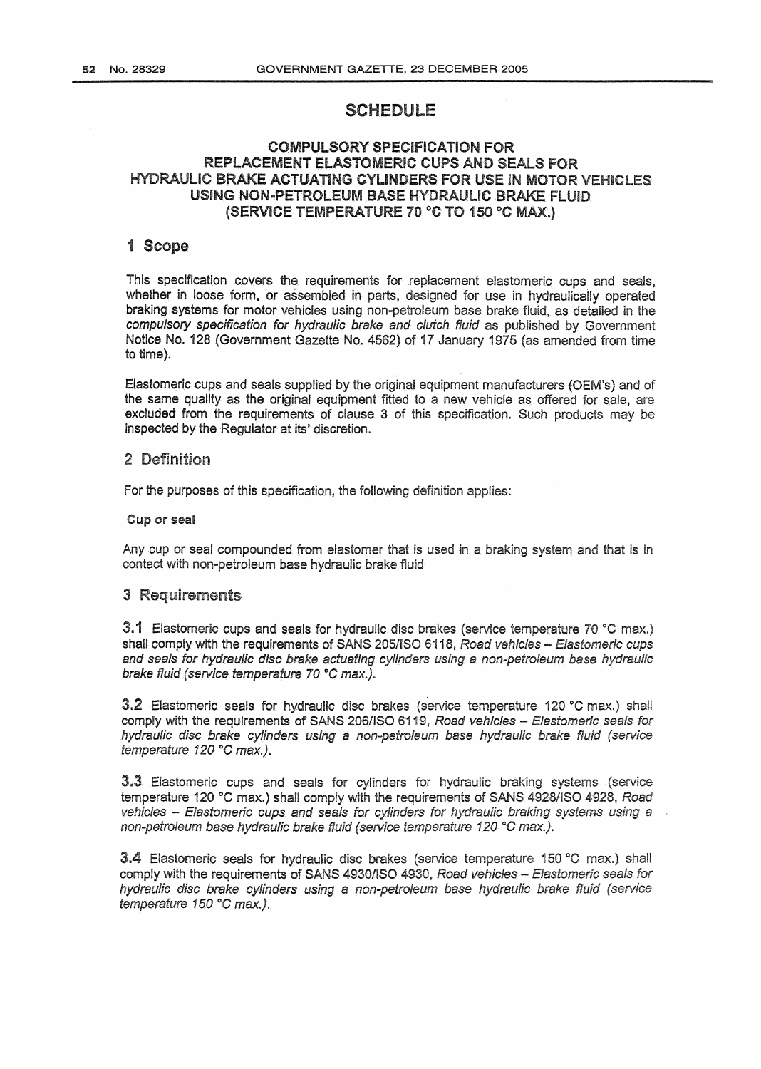# SCHEDULE

## COMPULSORY SPECIFICATION FOR REPLACEMENT ELASTOMERIC CUPS AND SEALS FOR HYDRAULIC BRAKE ACTUATING CYLINDERS FOR USE IN MOTOR VEHICLES USING NON-PETROLEUM BASE HYDRAULIC BRAKE FLUID (SERVICE TEMPERATURE 70 °C TO 150 °C MAX.)

## 1 Scope

This specification covers the requirements for replacement elastomeric cups and seals, whether in loose form, or assembled in parts, designed for use in hydraulically operated braking systems for motor vehicles using non-petroleum base brake fluid, as detailed in the *compulsory specification for hydraulic brake and clutch fluid* as published by Government Notice No. 128 (Government Gazette No. 4562) of 17 January 1975 (as amended from time to time).

Elastomeric cups and seals supplied by the original equipment manufacturers (OEM's) and of the same quality as the original equipment fitted to a new vehicle as offered for sale, are excluded from the requirements of clause 3 of this specification. Such products may be inspected by the Regulator at its' discretion.

## 2 Definition

For the purposes of this specification, the following definition applies:

**Cup or seal**

Any cup or seal compounded from elastomer that is used in a braking system and that is in contact with non-petroleum base hydraulic brake fluid

## 3 Requirements

**3.1** Elastomeric cups and seals for hydraulic disc brakes (service temperature 70 °C max.) shall comply with the requirements of SANS 205/ISO 6118, *Road vehicles – Elastomeric cups and seals for hydraulic disc brake actuating cylinders using a non-petroleum base hydraulic brake fluid (service temperature 70 °C max.).*

**3.2** Elastomeric seals for hydraulic disc brakes (service temperature 120 °C max.) shall comply with the requirements of SANS 206/ISO 6119, *Road vehicles – Elastomeric seals for hydraulic disc brake cylinders using a non-petroleum base hydraulic brake fluid (service temperature 120 °C max.).*

**3.3** Elastomeric cups and seals for cylinders for hydraulic braking systems (service temperature 120 °C max.) shall comply with the requirements of SANS 4928/ISO 4928, *Road vehicles – Elastomeric cups and seals for cylinders for hydraulic braking systems using a non-petroleum base hydraulic brake fluid (service temperature 120 °C max.).*

**3.4** Elastomeric seals for hydraulic disc brakes (service temperature 150 °C max.) shall comply with the requirements of SANS 4930/ISO 4930, *Road vehicles – Elastomeric seals for hydraulic disc brake cylinders using a non-petroleum base hydraulic brake fluid (service temperature 150 °C max.).*